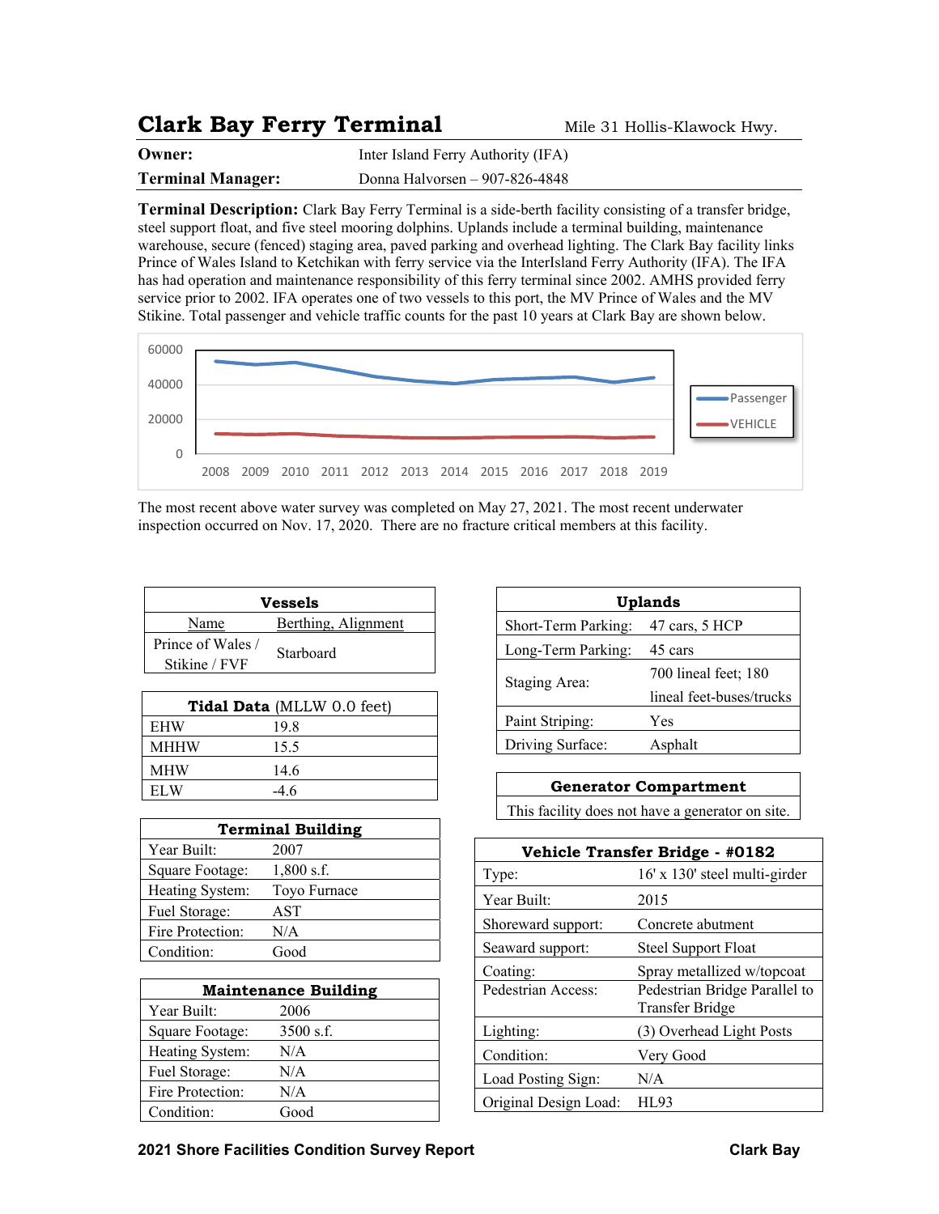# Clark Bay Ferry Terminal

Mile 31 Hollis-Klawock Hwy.

| | |
|---|---|
| **Owner:** | Inter Island Ferry Authority (IFA) |
| **Terminal Manager:** | Donna Halvorsen – 907-826-4848 |

**Terminal Description:** Clark Bay Ferry Terminal is a side-berth facility consisting of a transfer bridge, steel support float, and five steel mooring dolphins. Uplands include a terminal building, maintenance warehouse, secure (fenced) staging area, paved parking and overhead lighting. The Clark Bay facility links Prince of Wales Island to Ketchikan with ferry service via the InterIsland Ferry Authority (IFA). The IFA has had operation and maintenance responsibility of this ferry terminal since 2002. AMHS provided ferry service prior to 2002. IFA operates one of two vessels to this port, the MV Prince of Wales and the MV Stikine. Total passenger and vehicle traffic counts for the past 10 years at Clark Bay are shown below.

The most recent above water survey was completed on May 27, 2021. The most recent underwater inspection occurred on Nov. 17, 2020. There are no fracture critical members at this facility.

| **Vessels** | |
|---|---|
| Name | Berthing, Alignment |
| Prince of Wales / Stikine / FVF | Starboard |

| **Tidal Data** (MLLW 0.0 feet) | |
|---|---|
| EHW | 19.8 |
| MHHW | 15.5 |
| MHW | 14.6 |
| ELW | -4.6 |

| **Terminal Building** | |
|---|---|
| Year Built: | 2007 |
| Square Footage: | 1,800 s.f. |
| Heating System: | Toyo Furnace |
| Fuel Storage: | AST |
| Fire Protection: | N/A |
| Condition: | Good |

| **Maintenance Building** | |
|---|---|
| Year Built: | 2006 |
| Square Footage: | 3500 s.f. |
| Heating System: | N/A |
| Fuel Storage: | N/A |
| Fire Protection: | N/A |
| Condition: | Good |

| **Uplands** | |
|---|---|
| Short-Term Parking: | 47 cars, 5 HCP |
| Long-Term Parking: | 45 cars |
| Staging Area: | 700 lineal feet; 180 lineal feet-buses/trucks |
| Paint Striping: | Yes |
| Driving Surface: | Asphalt |

| **Generator Compartment** |
|---|
| This facility does not have a generator on site. |

| **Vehicle Transfer Bridge - #0182** | |
|---|---|
| Type: | 16' x 130' steel multi-girder |
| Year Built: | 2015 |
| Shoreward support: | Concrete abutment |
| Seaward support: | Steel Support Float |
| Coating: | Spray metallized w/topcoat |
| Pedestrian Access: | Pedestrian Bridge Parallel to Transfer Bridge |
| Lighting: | (3) Overhead Light Posts |
| Condition: | Very Good |
| Load Posting Sign: | N/A |
| Original Design Load: | HL93 |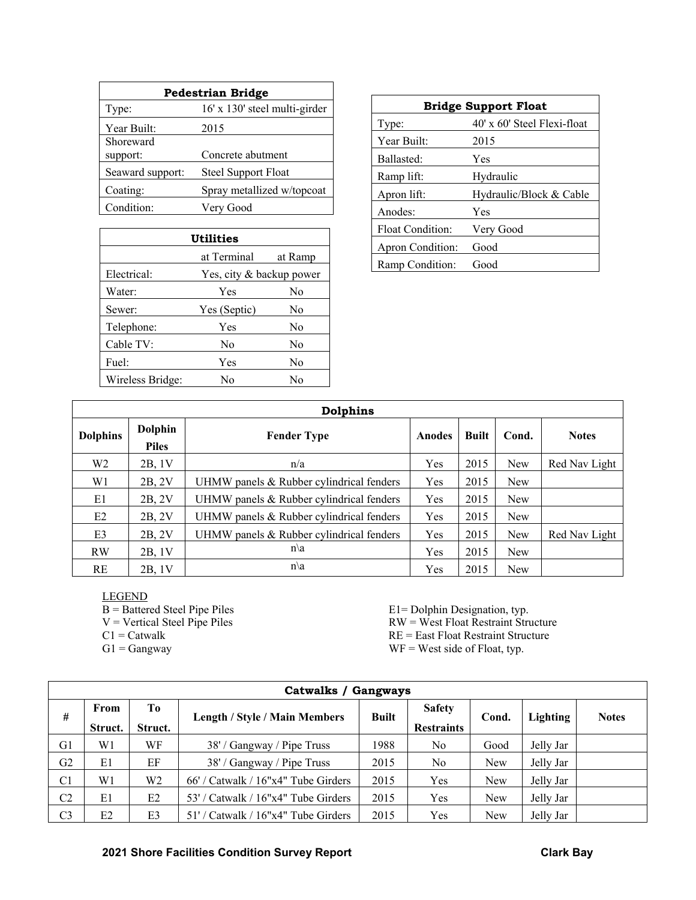| Pedestrian Bridge | |
|---|---|
| Type: | 16' x 130' steel multi-girder |
| Year Built: | 2015 |
| Shoreward support: | Concrete abutment |
| Seaward support: | Steel Support Float |
| Coating: | Spray metallized w/topcoat |
| Condition: | Very Good |

| Bridge Support Float | |
|---|---|
| Type: | 40' x 60' Steel Flexi-float |
| Year Built: | 2015 |
| Ballasted: | Yes |
| Ramp lift: | Hydraulic |
| Apron lift: | Hydraulic/Block & Cable |
| Anodes: | Yes |
| Float Condition: | Very Good |
| Apron Condition: | Good |
| Ramp Condition: | Good |

| Utilities | | |
|---|---|---|
| | at Terminal | at Ramp |
| Electrical: | Yes, city & backup power | |
| Water: | Yes | No |
| Sewer: | Yes (Septic) | No |
| Telephone: | Yes | No |
| Cable TV: | No | No |
| Fuel: | Yes | No |
| Wireless Bridge: | No | No |

| Dolphins | | | | | | |
|---|---|---|---|---|---|---|
| Dolphins | Dolphin Piles | Fender Type | Anodes | Built | Cond. | Notes |
| W2 | 2B, 1V | n/a | Yes | 2015 | New | Red Nav Light |
| W1 | 2B, 2V | UHMW panels & Rubber cylindrical fenders | Yes | 2015 | New | |
| E1 | 2B, 2V | UHMW panels & Rubber cylindrical fenders | Yes | 2015 | New | |
| E2 | 2B, 2V | UHMW panels & Rubber cylindrical fenders | Yes | 2015 | New | |
| E3 | 2B, 2V | UHMW panels & Rubber cylindrical fenders | Yes | 2015 | New | Red Nav Light |
| RW | 2B, 1V | n\a | Yes | 2015 | New | |
| RE | 2B, 1V | n\a | Yes | 2015 | New | |

LEGEND

B = Battered Steel Pipe Piles
V = Vertical Steel Pipe Piles
C1 = Catwalk
G1 = Gangway
E1= Dolphin Designation, typ.
RW = West Float Restraint Structure
RE = East Float Restraint Structure
WF = West side of Float, typ.

| Catwalks / Gangways | | | | | | | | |
|---|---|---|---|---|---|---|---|---|
| # | From Struct. | To Struct. | Length / Style / Main Members | Built | Safety Restraints | Cond. | Lighting | Notes |
| G1 | W1 | WF | 38' / Gangway / Pipe Truss | 1988 | No | Good | Jelly Jar | |
| G2 | E1 | EF | 38' / Gangway / Pipe Truss | 2015 | No | New | Jelly Jar | |
| C1 | W1 | W2 | 66' / Catwalk / 16"x4" Tube Girders | 2015 | Yes | New | Jelly Jar | |
| C2 | E1 | E2 | 53' / Catwalk / 16"x4" Tube Girders | 2015 | Yes | New | Jelly Jar | |
| C3 | E2 | E3 | 51' / Catwalk / 16"x4" Tube Girders | 2015 | Yes | New | Jelly Jar | |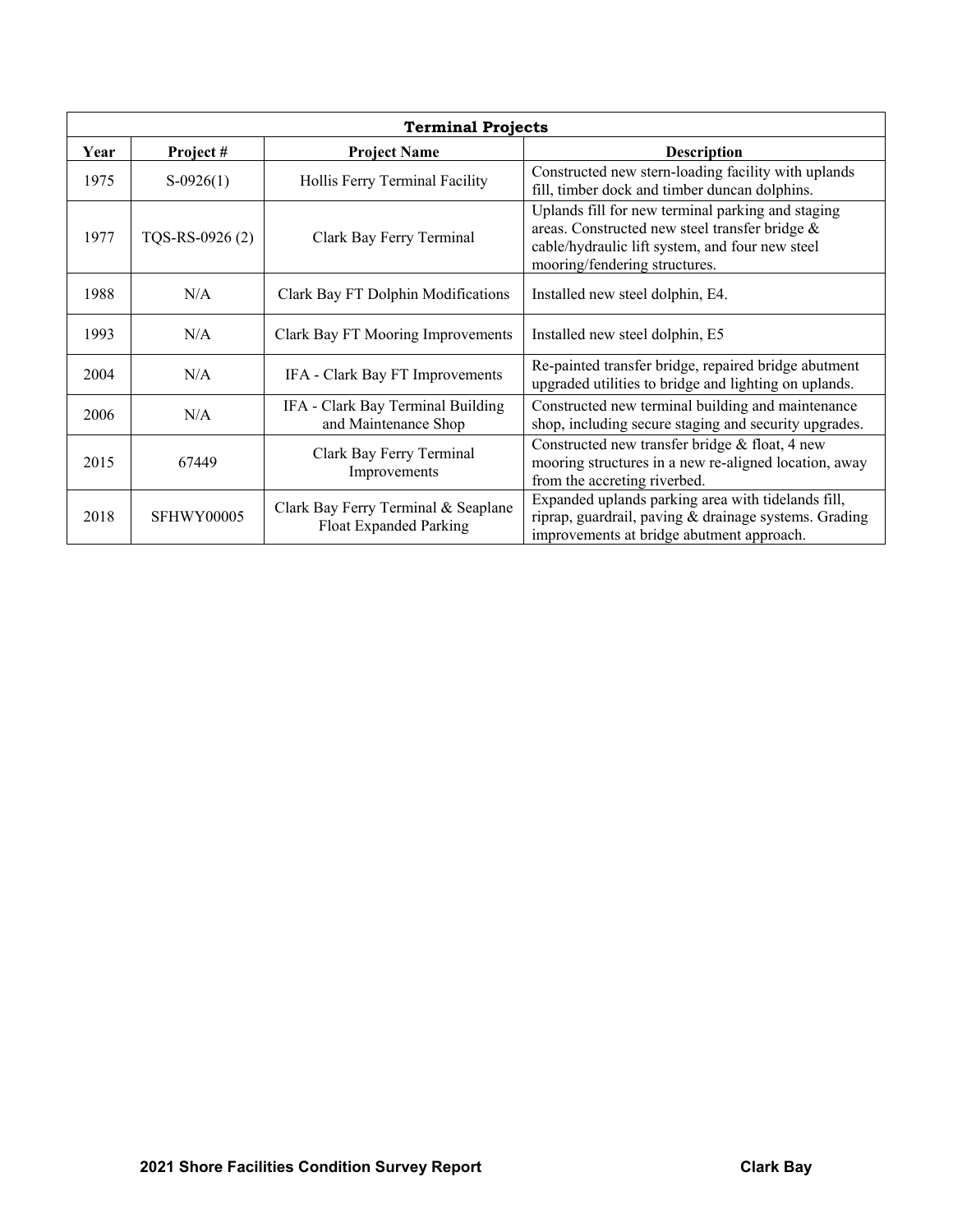| Terminal Projects | | | |
|---|---|---|---|
| **Year** | **Project #** | **Project Name** | **Description** |
| 1975 | S-0926(1) | Hollis Ferry Terminal Facility | Constructed new stern-loading facility with uplands fill, timber dock and timber duncan dolphins. |
| 1977 | TQS-RS-0926 (2) | Clark Bay Ferry Terminal | Uplands fill for new terminal parking and staging areas. Constructed new steel transfer bridge & cable/hydraulic lift system, and four new steel mooring/fendering structures. |
| 1988 | N/A | Clark Bay FT Dolphin Modifications | Installed new steel dolphin, E4. |
| 1993 | N/A | Clark Bay FT Mooring Improvements | Installed new steel dolphin, E5 |
| 2004 | N/A | IFA - Clark Bay FT Improvements | Re-painted transfer bridge, repaired bridge abutment upgraded utilities to bridge and lighting on uplands. |
| 2006 | N/A | IFA - Clark Bay Terminal Building and Maintenance Shop | Constructed new terminal building and maintenance shop, including secure staging and security upgrades. |
| 2015 | 67449 | Clark Bay Ferry Terminal Improvements | Constructed new transfer bridge & float, 4 new mooring structures in a new re-aligned location, away from the accreting riverbed. |
| 2018 | SFHWY00005 | Clark Bay Ferry Terminal & Seaplane Float Expanded Parking | Expanded uplands parking area with tidelands fill, riprap, guardrail, paving & drainage systems. Grading improvements at bridge abutment approach. |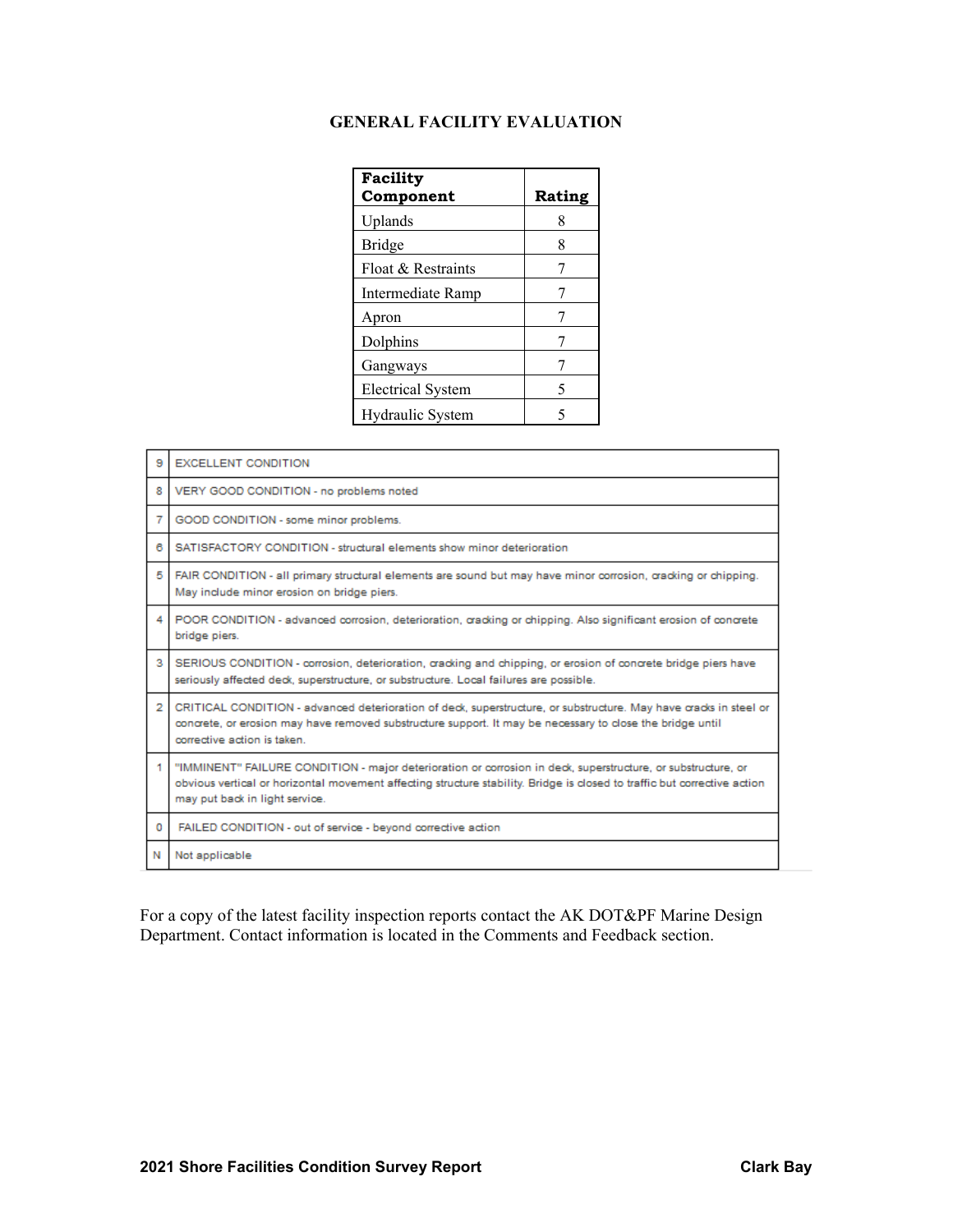## GENERAL FACILITY EVALUATION

| Facility Component | Rating |
|---|---|
| Uplands | 8 |
| Bridge | 8 |
| Float & Restraints | 7 |
| Intermediate Ramp | 7 |
| Apron | 7 |
| Dolphins | 7 |
| Gangways | 7 |
| Electrical System | 5 |
| Hydraulic System | 5 |

| | |
|---|---|
| 9 | EXCELLENT CONDITION |
| 8 | VERY GOOD CONDITION - no problems noted |
| 7 | GOOD CONDITION - some minor problems. |
| 6 | SATISFACTORY CONDITION - structural elements show minor deterioration |
| 5 | FAIR CONDITION - all primary structural elements are sound but may have minor corrosion, cracking or chipping. May include minor erosion on bridge piers. |
| 4 | POOR CONDITION - advanced corrosion, deterioration, cracking or chipping. Also significant erosion of concrete bridge piers. |
| 3 | SERIOUS CONDITION - corrosion, deterioration, cracking and chipping, or erosion of concrete bridge piers have seriously affected deck, superstructure, or substructure. Local failures are possible. |
| 2 | CRITICAL CONDITION - advanced deterioration of deck, superstructure, or substructure. May have cracks in steel or concrete, or erosion may have removed substructure support. It may be necessary to close the bridge until corrective action is taken. |
| 1 | "IMMINENT" FAILURE CONDITION - major deterioration or corrosion in deck, superstructure, or substructure, or obvious vertical or horizontal movement affecting structure stability. Bridge is closed to traffic but corrective action may put back in light service. |
| 0 | FAILED CONDITION - out of service - beyond corrective action |
| N | Not applicable |

For a copy of the latest facility inspection reports contact the AK DOT&PF Marine Design Department. Contact information is located in the Comments and Feedback section.